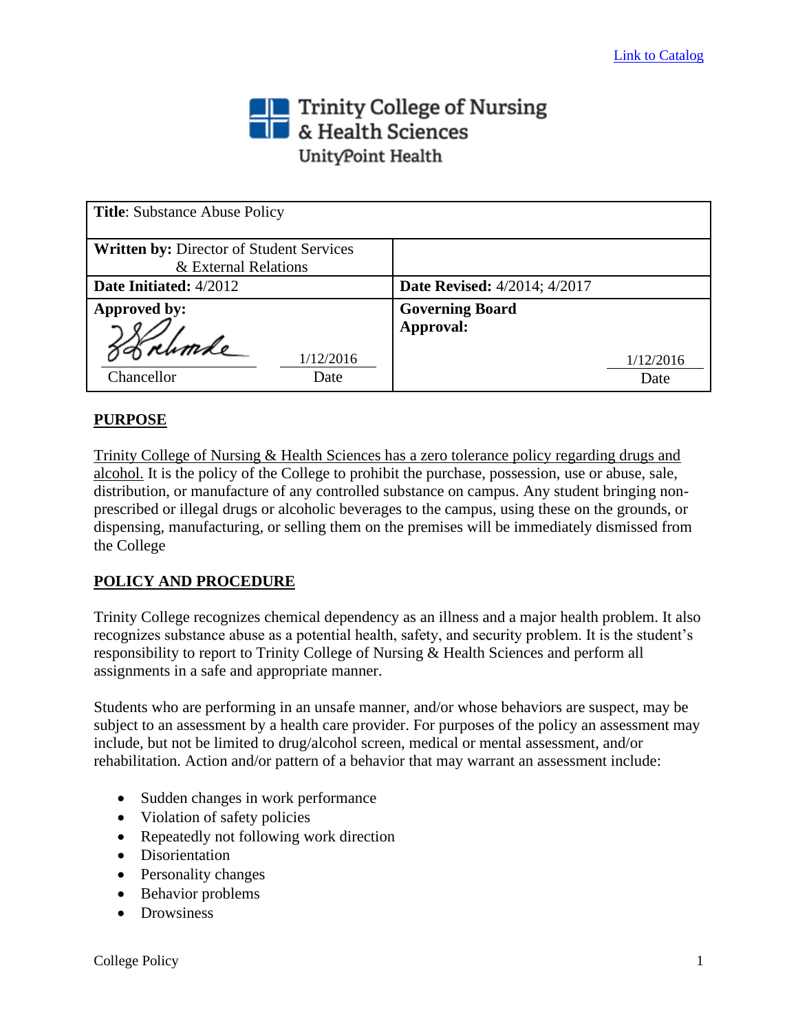Link to Catalog

Trinity College of Nursing & Health Sciences
UnityPoint Health

| **Title**: Substance Abuse Policy | |
|---|---|
| **Written by:** Director of Student Services & External Relations | |
| **Date Initiated:** 4/2012 | **Date Revised:** 4/2014; 4/2017 |
| **Approved by:** Chancellor 1/12/2016 Date | **Governing Board Approval:** 1/12/2016 Date |

## PURPOSE

Trinity College of Nursing & Health Sciences has a zero tolerance policy regarding drugs and alcohol. It is the policy of the College to prohibit the purchase, possession, use or abuse, sale, distribution, or manufacture of any controlled substance on campus. Any student bringing non-prescribed or illegal drugs or alcoholic beverages to the campus, using these on the grounds, or dispensing, manufacturing, or selling them on the premises will be immediately dismissed from the College

## POLICY AND PROCEDURE

Trinity College recognizes chemical dependency as an illness and a major health problem. It also recognizes substance abuse as a potential health, safety, and security problem. It is the student's responsibility to report to Trinity College of Nursing & Health Sciences and perform all assignments in a safe and appropriate manner.

Students who are performing in an unsafe manner, and/or whose behaviors are suspect, may be subject to an assessment by a health care provider. For purposes of the policy an assessment may include, but not be limited to drug/alcohol screen, medical or mental assessment, and/or rehabilitation. Action and/or pattern of a behavior that may warrant an assessment include:

- Sudden changes in work performance
- Violation of safety policies
- Repeatedly not following work direction
- Disorientation
- Personality changes
- Behavior problems
- Drowsiness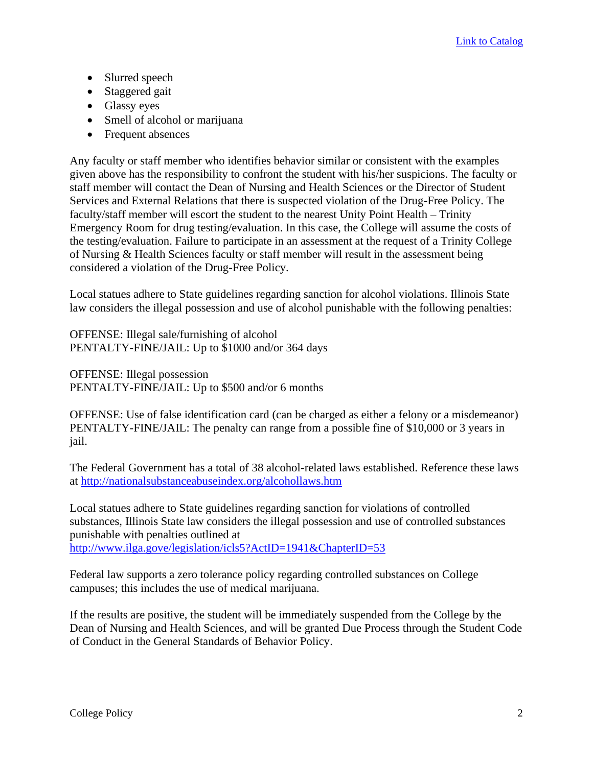- Slurred speech
- Staggered gait
- Glassy eyes
- Smell of alcohol or marijuana
- Frequent absences

Any faculty or staff member who identifies behavior similar or consistent with the examples given above has the responsibility to confront the student with his/her suspicions. The faculty or staff member will contact the Dean of Nursing and Health Sciences or the Director of Student Services and External Relations that there is suspected violation of the Drug-Free Policy. The faculty/staff member will escort the student to the nearest Unity Point Health – Trinity Emergency Room for drug testing/evaluation. In this case, the College will assume the costs of the testing/evaluation. Failure to participate in an assessment at the request of a Trinity College of Nursing & Health Sciences faculty or staff member will result in the assessment being considered a violation of the Drug-Free Policy.

Local statues adhere to State guidelines regarding sanction for alcohol violations. Illinois State law considers the illegal possession and use of alcohol punishable with the following penalties:

OFFENSE: Illegal sale/furnishing of alcohol
PENTALTY-FINE/JAIL: Up to $1000 and/or 364 days

OFFENSE: Illegal possession
PENTALTY-FINE/JAIL: Up to $500 and/or 6 months

OFFENSE: Use of false identification card (can be charged as either a felony or a misdemeanor)
PENTALTY-FINE/JAIL: The penalty can range from a possible fine of $10,000 or 3 years in jail.

The Federal Government has a total of 38 alcohol-related laws established. Reference these laws at http://nationalsubstanceabuseindex.org/alcohollaws.htm

Local statues adhere to State guidelines regarding sanction for violations of controlled substances, Illinois State law considers the illegal possession and use of controlled substances punishable with penalties outlined at
http://www.ilga.gove/legislation/icls5?ActID=1941&ChapterID=53

Federal law supports a zero tolerance policy regarding controlled substances on College campuses; this includes the use of medical marijuana.

If the results are positive, the student will be immediately suspended from the College by the Dean of Nursing and Health Sciences, and will be granted Due Process through the Student Code of Conduct in the General Standards of Behavior Policy.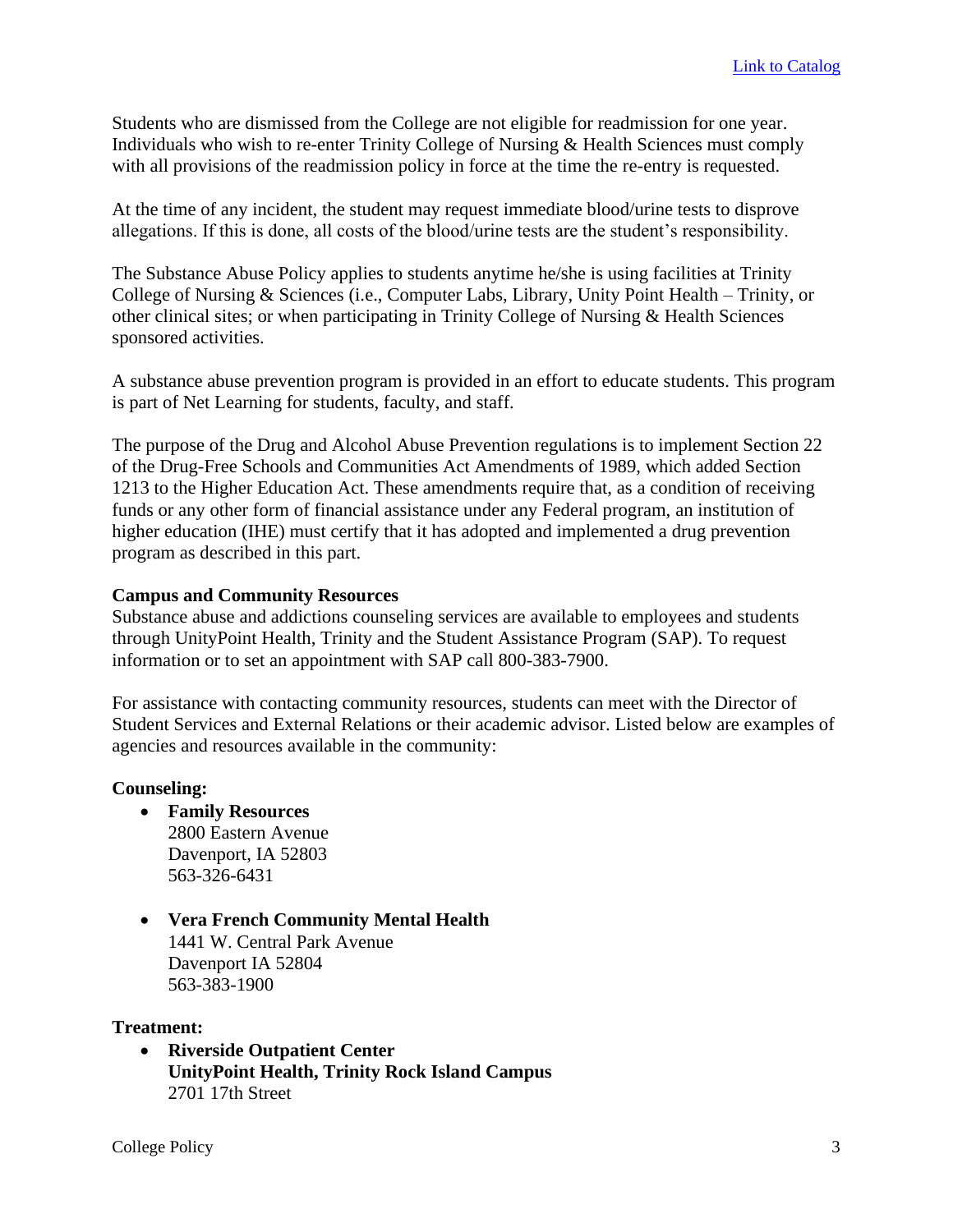[Link to Catalog]

Students who are dismissed from the College are not eligible for readmission for one year. Individuals who wish to re-enter Trinity College of Nursing & Health Sciences must comply with all provisions of the readmission policy in force at the time the re-entry is requested.

At the time of any incident, the student may request immediate blood/urine tests to disprove allegations. If this is done, all costs of the blood/urine tests are the student's responsibility.

The Substance Abuse Policy applies to students anytime he/she is using facilities at Trinity College of Nursing & Sciences (i.e., Computer Labs, Library, Unity Point Health – Trinity, or other clinical sites; or when participating in Trinity College of Nursing & Health Sciences sponsored activities.

A substance abuse prevention program is provided in an effort to educate students. This program is part of Net Learning for students, faculty, and staff.

The purpose of the Drug and Alcohol Abuse Prevention regulations is to implement Section 22 of the Drug-Free Schools and Communities Act Amendments of 1989, which added Section 1213 to the Higher Education Act. These amendments require that, as a condition of receiving funds or any other form of financial assistance under any Federal program, an institution of higher education (IHE) must certify that it has adopted and implemented a drug prevention program as described in this part.

**Campus and Community Resources**

Substance abuse and addictions counseling services are available to employees and students through UnityPoint Health, Trinity and the Student Assistance Program (SAP). To request information or to set an appointment with SAP call 800-383-7900.

For assistance with contacting community resources, students can meet with the Director of Student Services and External Relations or their academic advisor. Listed below are examples of agencies and resources available in the community:

**Counseling:**

- **Family Resources**
  2800 Eastern Avenue
  Davenport, IA 52803
  563-326-6431

- **Vera French Community Mental Health**
  1441 W. Central Park Avenue
  Davenport IA 52804
  563-383-1900

**Treatment:**

- **Riverside Outpatient Center**
  **UnityPoint Health, Trinity Rock Island Campus**
  2701 17th Street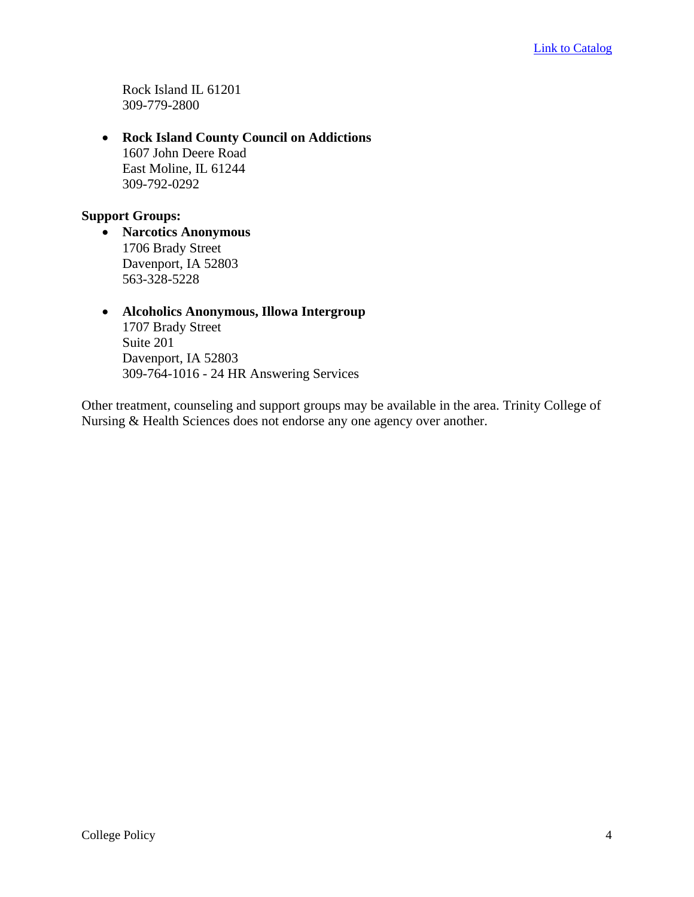Rock Island IL 61201
309-779-2800

- **Rock Island County Council on Addictions**
  1607 John Deere Road
  East Moline, IL 61244
  309-792-0292

**Support Groups:**

- **Narcotics Anonymous**
  1706 Brady Street
  Davenport, IA 52803
  563-328-5228

- **Alcoholics Anonymous, Illowa Intergroup**
  1707 Brady Street
  Suite 201
  Davenport, IA 52803
  309-764-1016 - 24 HR Answering Services

Other treatment, counseling and support groups may be available in the area. Trinity College of Nursing & Health Sciences does not endorse any one agency over another.